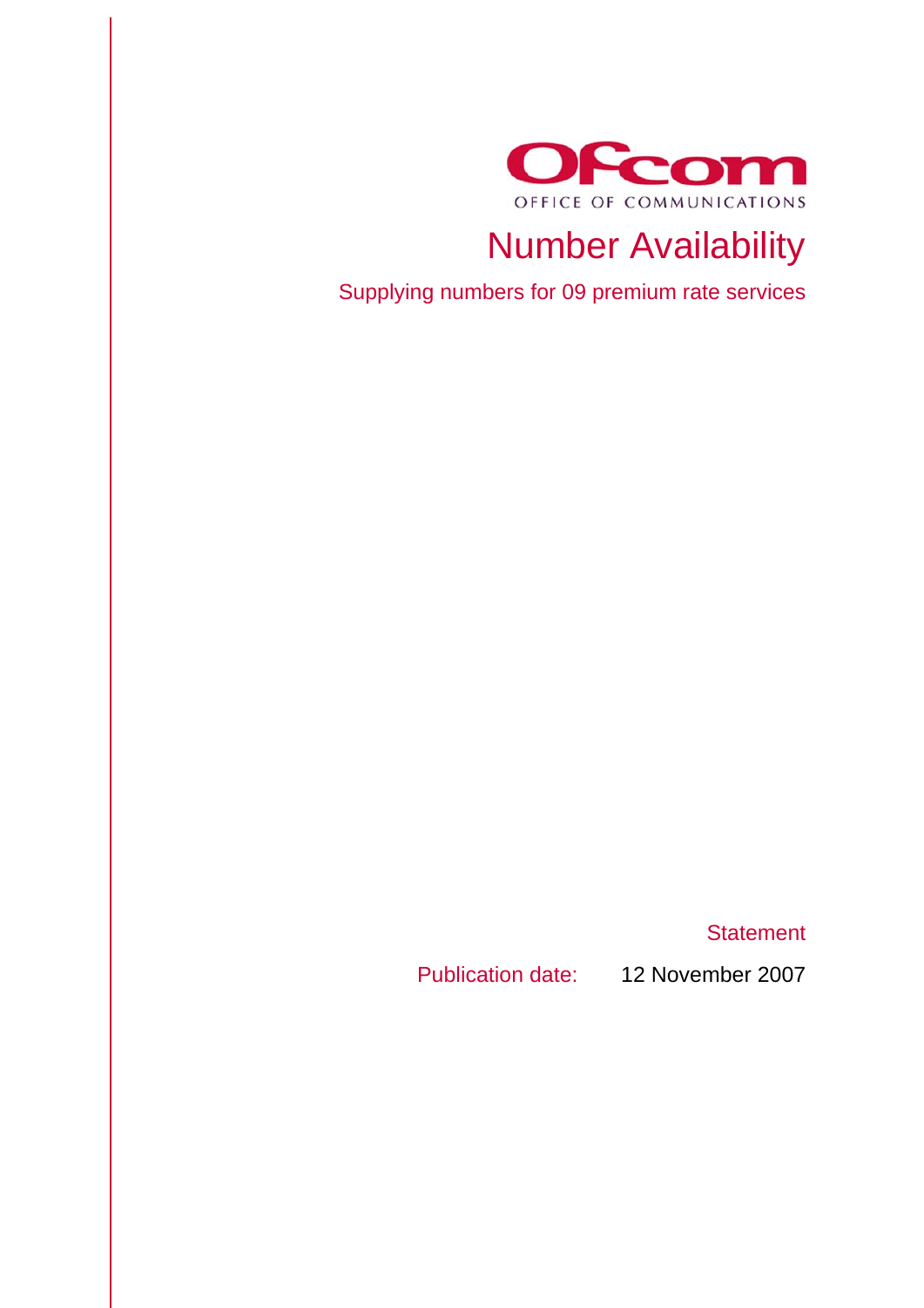Ofcom

OFFICE OF COMMUNICATIONS

# Number Availability

## Supplying numbers for 09 premium rate services

Statement

Publication date: 12 November 2007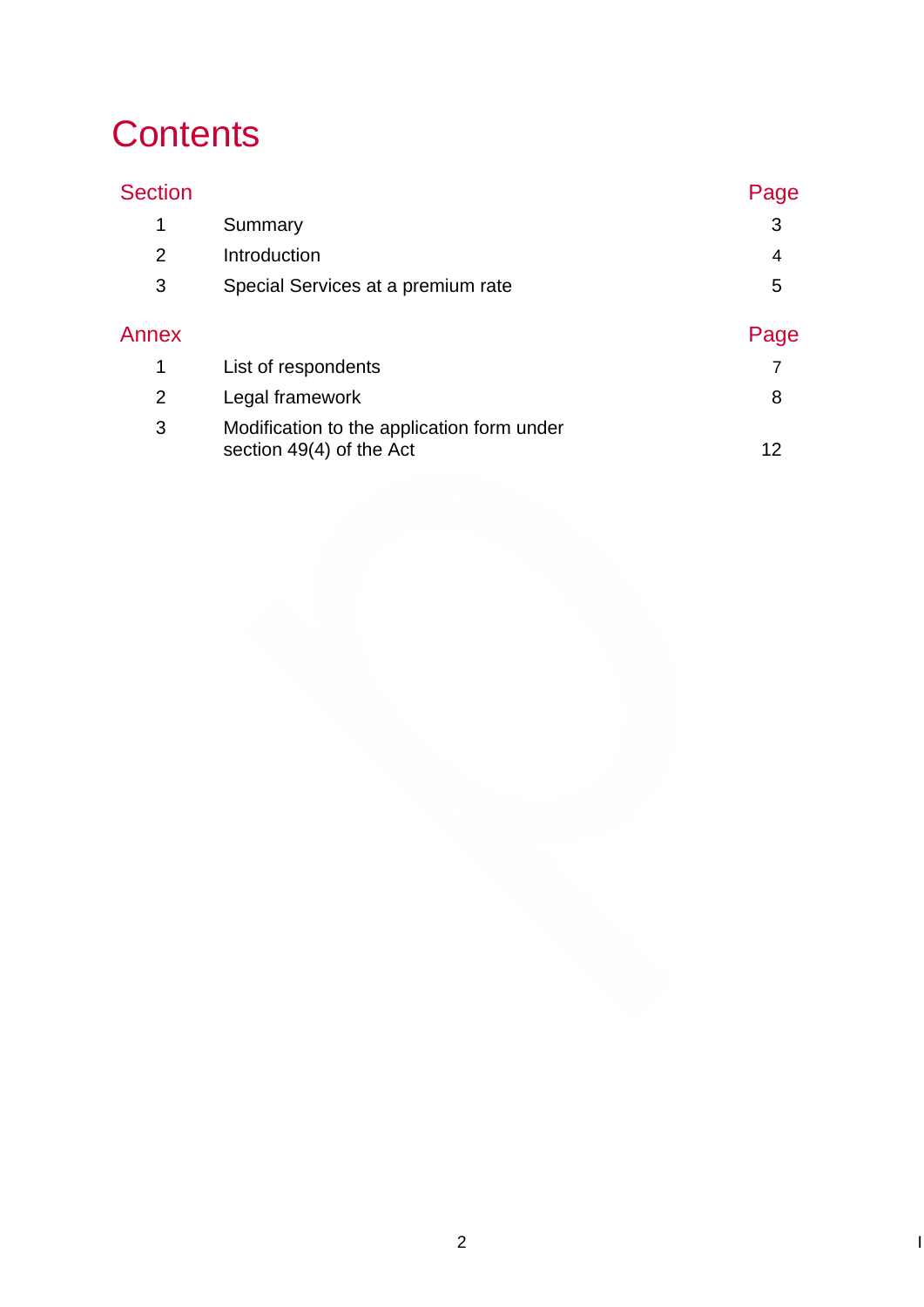# Contents

| Section | | Page |
|---|---|---|
| 1 | Summary | 3 |
| 2 | Introduction | 4 |
| 3 | Special Services at a premium rate | 5 |

| Annex | | Page |
|---|---|---|
| 1 | List of respondents | 7 |
| 2 | Legal framework | 8 |
| 3 | Modification to the application form under section 49(4) of the Act | 12 |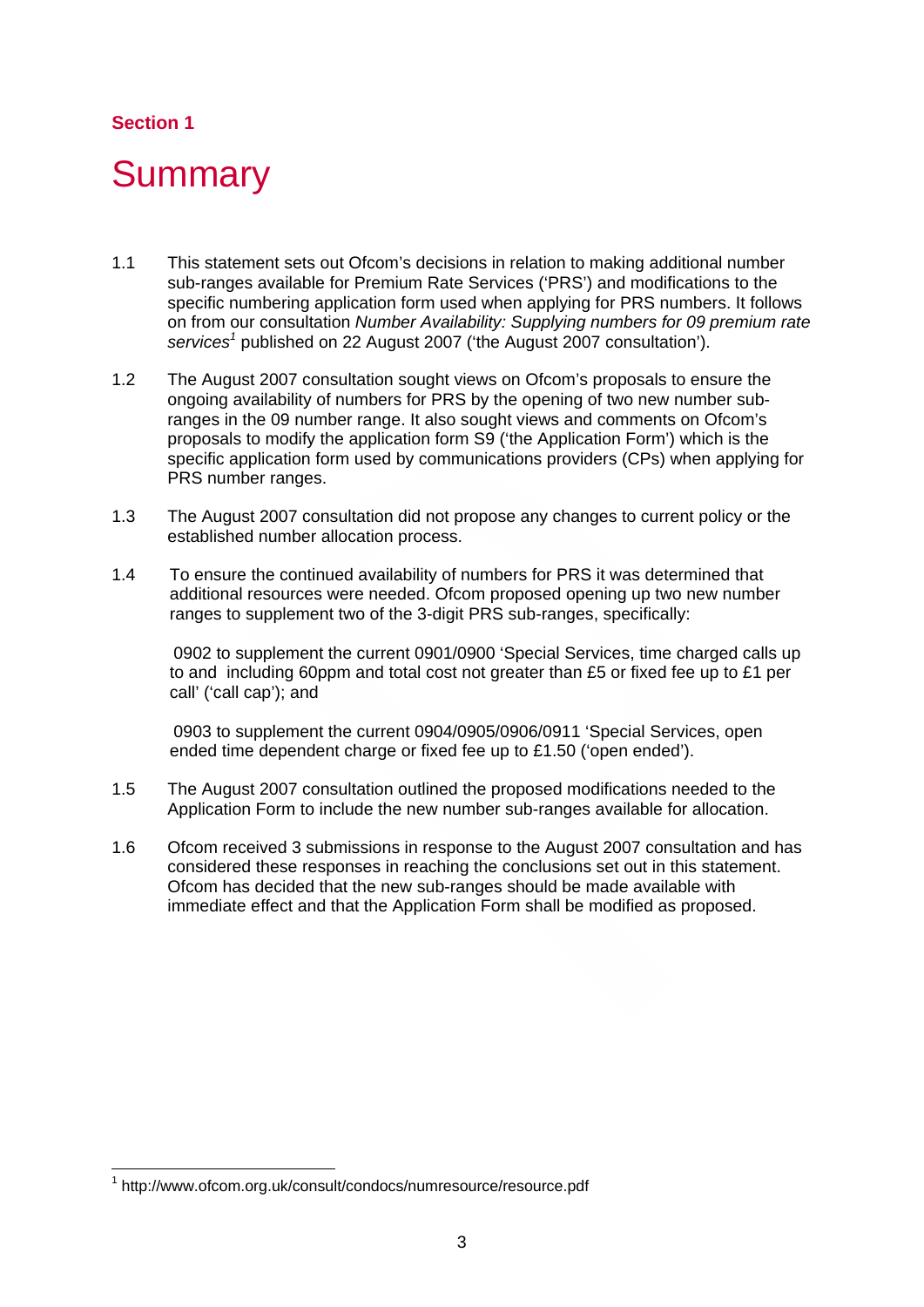Section 1

# Summary

1.1 This statement sets out Ofcom's decisions in relation to making additional number sub-ranges available for Premium Rate Services ('PRS') and modifications to the specific numbering application form used when applying for PRS numbers. It follows on from our consultation *Number Availability: Supplying numbers for 09 premium rate services*[1] published on 22 August 2007 ('the August 2007 consultation').

1.2 The August 2007 consultation sought views on Ofcom's proposals to ensure the ongoing availability of numbers for PRS by the opening of two new number sub-ranges in the 09 number range. It also sought views and comments on Ofcom's proposals to modify the application form S9 ('the Application Form') which is the specific application form used by communications providers (CPs) when applying for PRS number ranges.

1.3 The August 2007 consultation did not propose any changes to current policy or the established number allocation process.

1.4 To ensure the continued availability of numbers for PRS it was determined that additional resources were needed. Ofcom proposed opening up two new number ranges to supplement two of the 3-digit PRS sub-ranges, specifically:

0902 to supplement the current 0901/0900 'Special Services, time charged calls up to and including 60ppm and total cost not greater than £5 or fixed fee up to £1 per call' ('call cap'); and

0903 to supplement the current 0904/0905/0906/0911 'Special Services, open ended time dependent charge or fixed fee up to £1.50 ('open ended').

1.5 The August 2007 consultation outlined the proposed modifications needed to the Application Form to include the new number sub-ranges available for allocation.

1.6 Ofcom received 3 submissions in response to the August 2007 consultation and has considered these responses in reaching the conclusions set out in this statement. Ofcom has decided that the new sub-ranges should be made available with immediate effect and that the Application Form shall be modified as proposed.

---

[1] http://www.ofcom.org.uk/consult/condocs/numresource/resource.pdf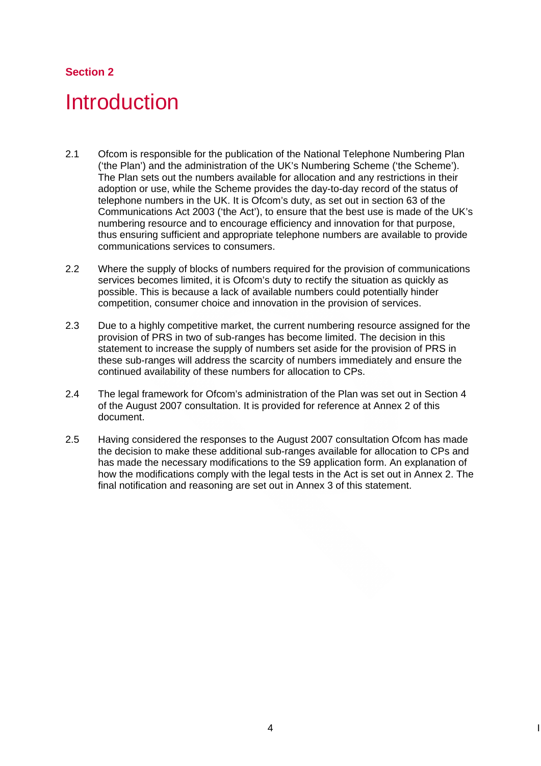## Section 2

# Introduction

2.1 Ofcom is responsible for the publication of the National Telephone Numbering Plan ('the Plan') and the administration of the UK's Numbering Scheme ('the Scheme'). The Plan sets out the numbers available for allocation and any restrictions in their adoption or use, while the Scheme provides the day-to-day record of the status of telephone numbers in the UK. It is Ofcom's duty, as set out in section 63 of the Communications Act 2003 ('the Act'), to ensure that the best use is made of the UK's numbering resource and to encourage efficiency and innovation for that purpose, thus ensuring sufficient and appropriate telephone numbers are available to provide communications services to consumers.

2.2 Where the supply of blocks of numbers required for the provision of communications services becomes limited, it is Ofcom's duty to rectify the situation as quickly as possible. This is because a lack of available numbers could potentially hinder competition, consumer choice and innovation in the provision of services.

2.3 Due to a highly competitive market, the current numbering resource assigned for the provision of PRS in two of sub-ranges has become limited. The decision in this statement to increase the supply of numbers set aside for the provision of PRS in these sub-ranges will address the scarcity of numbers immediately and ensure the continued availability of these numbers for allocation to CPs.

2.4 The legal framework for Ofcom's administration of the Plan was set out in Section 4 of the August 2007 consultation. It is provided for reference at Annex 2 of this document.

2.5 Having considered the responses to the August 2007 consultation Ofcom has made the decision to make these additional sub-ranges available for allocation to CPs and has made the necessary modifications to the S9 application form. An explanation of how the modifications comply with the legal tests in the Act is set out in Annex 2. The final notification and reasoning are set out in Annex 3 of this statement.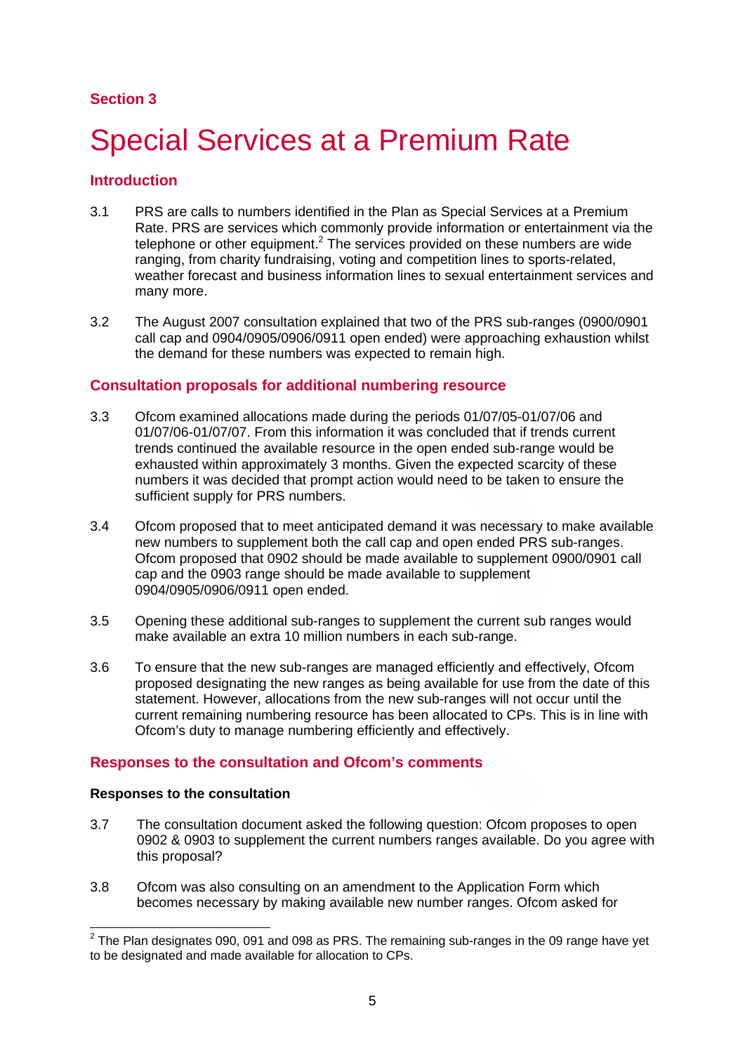## Section 3

# Special Services at a Premium Rate

## Introduction

3.1 PRS are calls to numbers identified in the Plan as Special Services at a Premium Rate. PRS are services which commonly provide information or entertainment via the telephone or other equipment.[2] The services provided on these numbers are wide ranging, from charity fundraising, voting and competition lines to sports-related, weather forecast and business information lines to sexual entertainment services and many more.

3.2 The August 2007 consultation explained that two of the PRS sub-ranges (0900/0901 call cap and 0904/0905/0906/0911 open ended) were approaching exhaustion whilst the demand for these numbers was expected to remain high.

## Consultation proposals for additional numbering resource

3.3 Ofcom examined allocations made during the periods 01/07/05-01/07/06 and 01/07/06-01/07/07. From this information it was concluded that if trends current trends continued the available resource in the open ended sub-range would be exhausted within approximately 3 months. Given the expected scarcity of these numbers it was decided that prompt action would need to be taken to ensure the sufficient supply for PRS numbers.

3.4 Ofcom proposed that to meet anticipated demand it was necessary to make available new numbers to supplement both the call cap and open ended PRS sub-ranges. Ofcom proposed that 0902 should be made available to supplement 0900/0901 call cap and the 0903 range should be made available to supplement 0904/0905/0906/0911 open ended.

3.5 Opening these additional sub-ranges to supplement the current sub ranges would make available an extra 10 million numbers in each sub-range.

3.6 To ensure that the new sub-ranges are managed efficiently and effectively, Ofcom proposed designating the new ranges as being available for use from the date of this statement. However, allocations from the new sub-ranges will not occur until the current remaining numbering resource has been allocated to CPs. This is in line with Ofcom's duty to manage numbering efficiently and effectively.

## Responses to the consultation and Ofcom's comments

### Responses to the consultation

3.7 The consultation document asked the following question: Ofcom proposes to open 0902 & 0903 to supplement the current numbers ranges available. Do you agree with this proposal?

3.8 Ofcom was also consulting on an amendment to the Application Form which becomes necessary by making available new number ranges. Ofcom asked for

[2] The Plan designates 090, 091 and 098 as PRS. The remaining sub-ranges in the 09 range have yet to be designated and made available for allocation to CPs.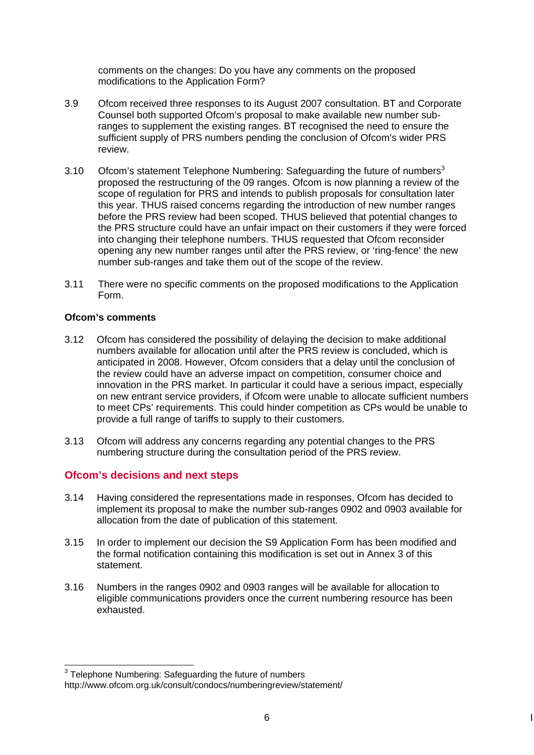comments on the changes: Do you have any comments on the proposed modifications to the Application Form?

3.9 Ofcom received three responses to its August 2007 consultation. BT and Corporate Counsel both supported Ofcom's proposal to make available new number sub-ranges to supplement the existing ranges. BT recognised the need to ensure the sufficient supply of PRS numbers pending the conclusion of Ofcom's wider PRS review.

3.10 Ofcom's statement Telephone Numbering: Safeguarding the future of numbers[3] proposed the restructuring of the 09 ranges. Ofcom is now planning a review of the scope of regulation for PRS and intends to publish proposals for consultation later this year. THUS raised concerns regarding the introduction of new number ranges before the PRS review had been scoped. THUS believed that potential changes to the PRS structure could have an unfair impact on their customers if they were forced into changing their telephone numbers. THUS requested that Ofcom reconsider opening any new number ranges until after the PRS review, or 'ring-fence' the new number sub-ranges and take them out of the scope of the review.

3.11 There were no specific comments on the proposed modifications to the Application Form.

**Ofcom's comments**

3.12 Ofcom has considered the possibility of delaying the decision to make additional numbers available for allocation until after the PRS review is concluded, which is anticipated in 2008. However, Ofcom considers that a delay until the conclusion of the review could have an adverse impact on competition, consumer choice and innovation in the PRS market. In particular it could have a serious impact, especially on new entrant service providers, if Ofcom were unable to allocate sufficient numbers to meet CPs' requirements. This could hinder competition as CPs would be unable to provide a full range of tariffs to supply to their customers.

3.13 Ofcom will address any concerns regarding any potential changes to the PRS numbering structure during the consultation period of the PRS review.

## Ofcom's decisions and next steps

3.14 Having considered the representations made in responses, Ofcom has decided to implement its proposal to make the number sub-ranges 0902 and 0903 available for allocation from the date of publication of this statement.

3.15 In order to implement our decision the S9 Application Form has been modified and the formal notification containing this modification is set out in Annex 3 of this statement.

3.16 Numbers in the ranges 0902 and 0903 ranges will be available for allocation to eligible communications providers once the current numbering resource has been exhausted.

---

[3] Telephone Numbering: Safeguarding the future of numbers http://www.ofcom.org.uk/consult/condocs/numberingreview/statement/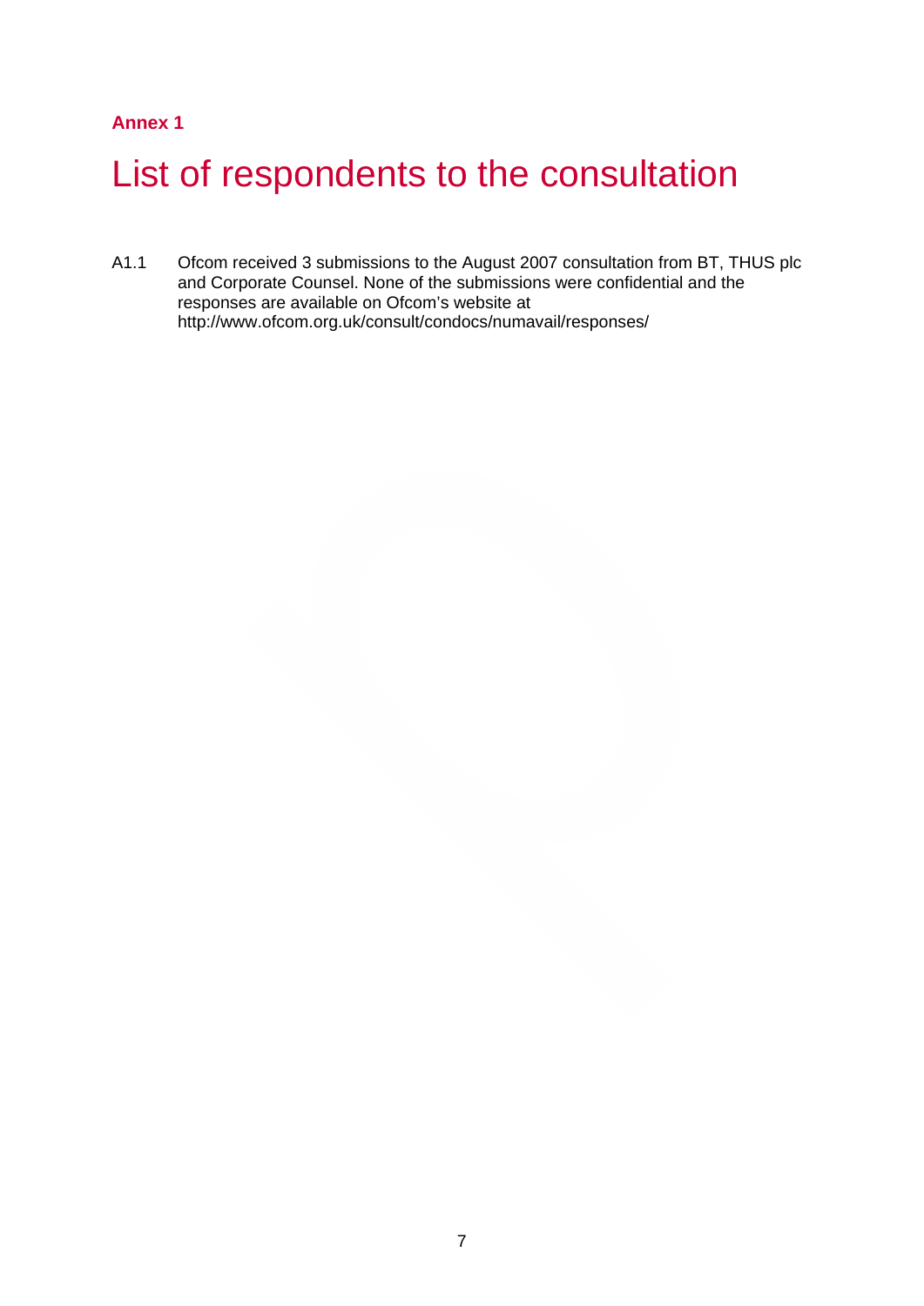**Annex 1**

# List of respondents to the consultation

A1.1 Ofcom received 3 submissions to the August 2007 consultation from BT, THUS plc and Corporate Counsel. None of the submissions were confidential and the responses are available on Ofcom's website at http://www.ofcom.org.uk/consult/condocs/numavail/responses/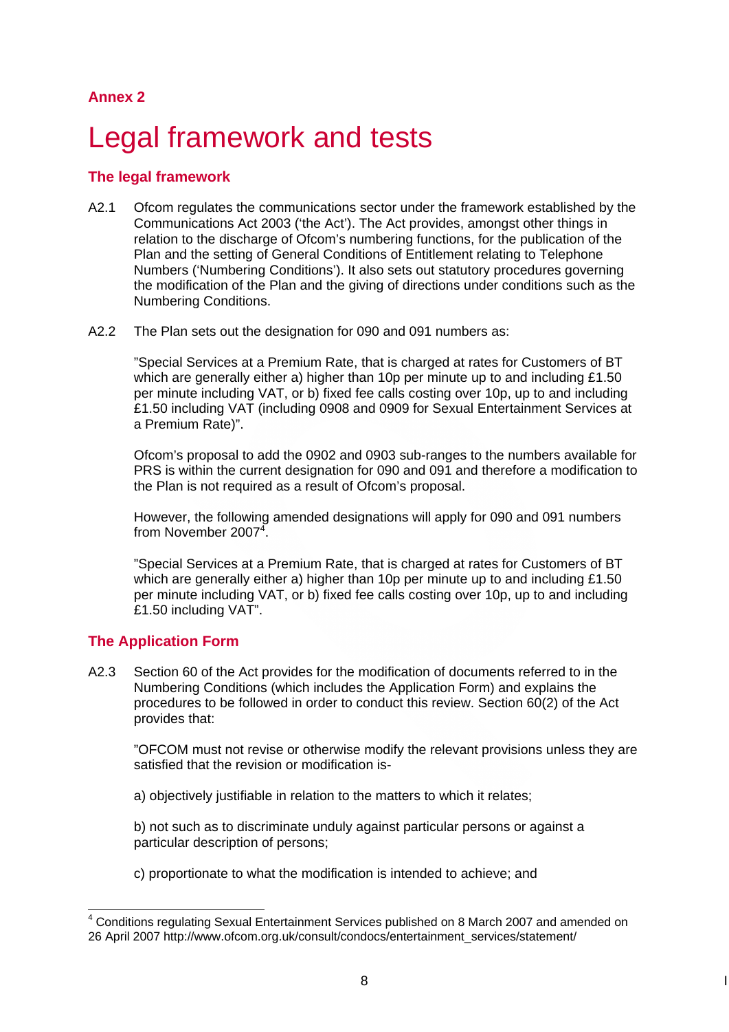Annex 2

# Legal framework and tests

## The legal framework

A2.1 Ofcom regulates the communications sector under the framework established by the Communications Act 2003 ('the Act'). The Act provides, amongst other things in relation to the discharge of Ofcom's numbering functions, for the publication of the Plan and the setting of General Conditions of Entitlement relating to Telephone Numbers ('Numbering Conditions'). It also sets out statutory procedures governing the modification of the Plan and the giving of directions under conditions such as the Numbering Conditions.

A2.2 The Plan sets out the designation for 090 and 091 numbers as:

"Special Services at a Premium Rate, that is charged at rates for Customers of BT which are generally either a) higher than 10p per minute up to and including £1.50 per minute including VAT, or b) fixed fee calls costing over 10p, up to and including £1.50 including VAT (including 0908 and 0909 for Sexual Entertainment Services at a Premium Rate)".

Ofcom's proposal to add the 0902 and 0903 sub-ranges to the numbers available for PRS is within the current designation for 090 and 091 and therefore a modification to the Plan is not required as a result of Ofcom's proposal.

However, the following amended designations will apply for 090 and 091 numbers from November 2007[4].

"Special Services at a Premium Rate, that is charged at rates for Customers of BT which are generally either a) higher than 10p per minute up to and including £1.50 per minute including VAT, or b) fixed fee calls costing over 10p, up to and including £1.50 including VAT".

## The Application Form

A2.3 Section 60 of the Act provides for the modification of documents referred to in the Numbering Conditions (which includes the Application Form) and explains the procedures to be followed in order to conduct this review. Section 60(2) of the Act provides that:

"OFCOM must not revise or otherwise modify the relevant provisions unless they are satisfied that the revision or modification is-

a) objectively justifiable in relation to the matters to which it relates;

b) not such as to discriminate unduly against particular persons or against a particular description of persons;

c) proportionate to what the modification is intended to achieve; and

[4] Conditions regulating Sexual Entertainment Services published on 8 March 2007 and amended on 26 April 2007 http://www.ofcom.org.uk/consult/condocs/entertainment_services/statement/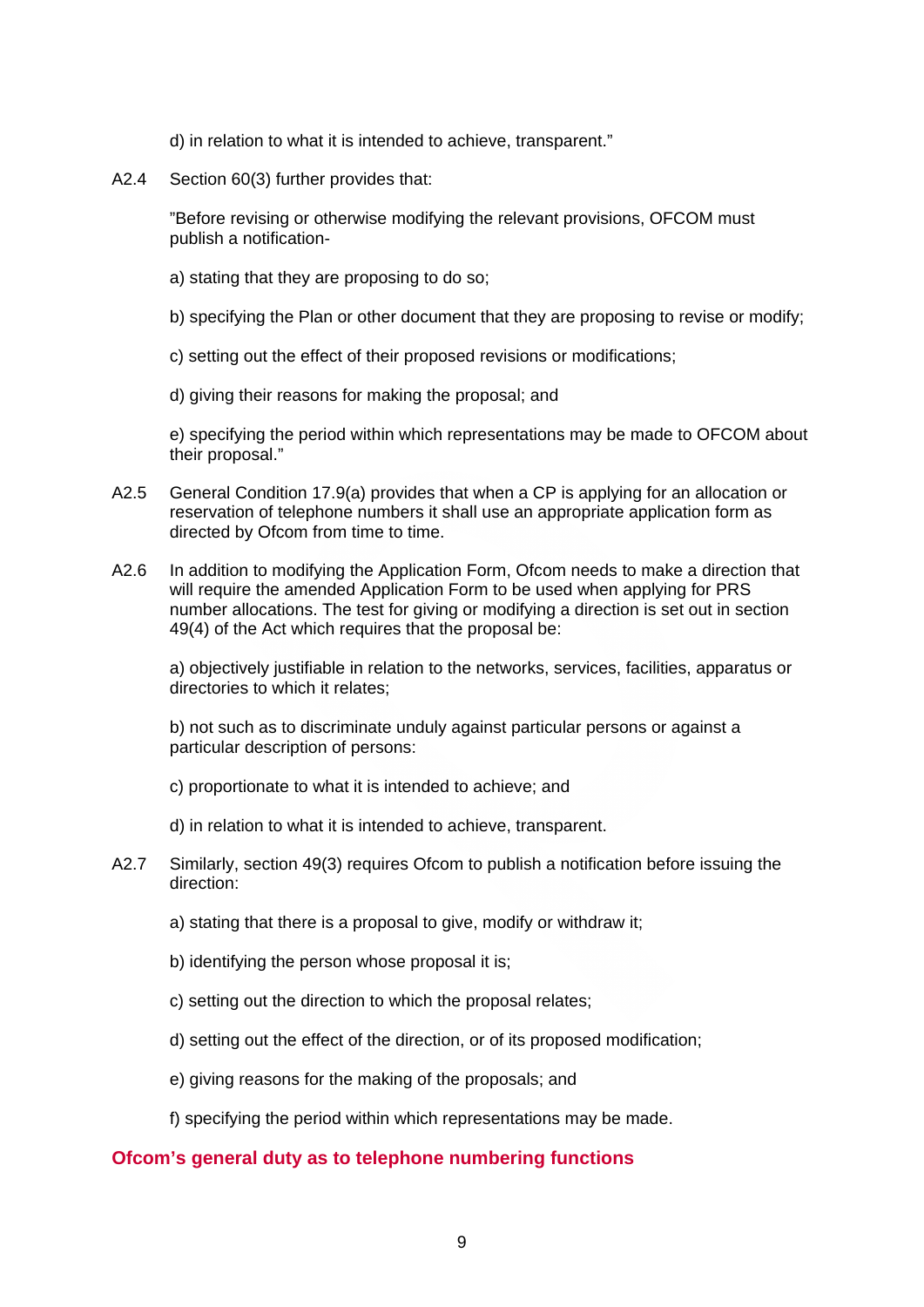d) in relation to what it is intended to achieve, transparent."

A2.4 Section 60(3) further provides that:

"Before revising or otherwise modifying the relevant provisions, OFCOM must publish a notification-

a) stating that they are proposing to do so;

b) specifying the Plan or other document that they are proposing to revise or modify;

c) setting out the effect of their proposed revisions or modifications;

d) giving their reasons for making the proposal; and

e) specifying the period within which representations may be made to OFCOM about their proposal."

A2.5 General Condition 17.9(a) provides that when a CP is applying for an allocation or reservation of telephone numbers it shall use an appropriate application form as directed by Ofcom from time to time.

A2.6 In addition to modifying the Application Form, Ofcom needs to make a direction that will require the amended Application Form to be used when applying for PRS number allocations. The test for giving or modifying a direction is set out in section 49(4) of the Act which requires that the proposal be:

a) objectively justifiable in relation to the networks, services, facilities, apparatus or directories to which it relates;

b) not such as to discriminate unduly against particular persons or against a particular description of persons:

c) proportionate to what it is intended to achieve; and

d) in relation to what it is intended to achieve, transparent.

A2.7 Similarly, section 49(3) requires Ofcom to publish a notification before issuing the direction:

a) stating that there is a proposal to give, modify or withdraw it;

b) identifying the person whose proposal it is;

c) setting out the direction to which the proposal relates;

d) setting out the effect of the direction, or of its proposed modification;

e) giving reasons for the making of the proposals; and

f) specifying the period within which representations may be made.

## Ofcom's general duty as to telephone numbering functions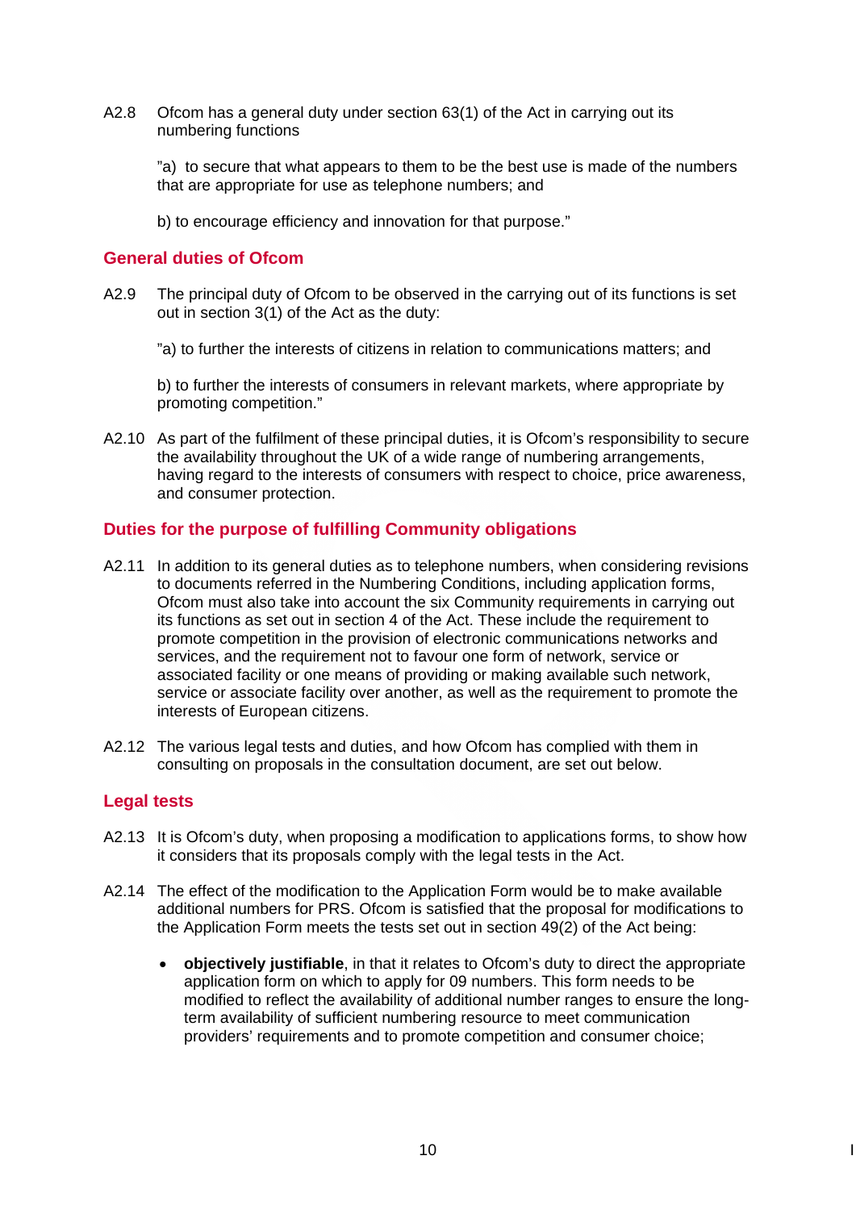A2.8 Ofcom has a general duty under section 63(1) of the Act in carrying out its numbering functions

> ”a) to secure that what appears to them to be the best use is made of the numbers that are appropriate for use as telephone numbers; and
>
> b) to encourage efficiency and innovation for that purpose.”

## General duties of Ofcom

A2.9 The principal duty of Ofcom to be observed in the carrying out of its functions is set out in section 3(1) of the Act as the duty:

> ”a) to further the interests of citizens in relation to communications matters; and
>
> b) to further the interests of consumers in relevant markets, where appropriate by promoting competition.”

A2.10 As part of the fulfilment of these principal duties, it is Ofcom’s responsibility to secure the availability throughout the UK of a wide range of numbering arrangements, having regard to the interests of consumers with respect to choice, price awareness, and consumer protection.

## Duties for the purpose of fulfilling Community obligations

A2.11 In addition to its general duties as to telephone numbers, when considering revisions to documents referred in the Numbering Conditions, including application forms, Ofcom must also take into account the six Community requirements in carrying out its functions as set out in section 4 of the Act. These include the requirement to promote competition in the provision of electronic communications networks and services, and the requirement not to favour one form of network, service or associated facility or one means of providing or making available such network, service or associate facility over another, as well as the requirement to promote the interests of European citizens.

A2.12 The various legal tests and duties, and how Ofcom has complied with them in consulting on proposals in the consultation document, are set out below.

## Legal tests

A2.13 It is Ofcom’s duty, when proposing a modification to applications forms, to show how it considers that its proposals comply with the legal tests in the Act.

A2.14 The effect of the modification to the Application Form would be to make available additional numbers for PRS. Ofcom is satisfied that the proposal for modifications to the Application Form meets the tests set out in section 49(2) of the Act being:

- **objectively justifiable**, in that it relates to Ofcom’s duty to direct the appropriate application form on which to apply for 09 numbers. This form needs to be modified to reflect the availability of additional number ranges to ensure the long-term availability of sufficient numbering resource to meet communication providers’ requirements and to promote competition and consumer choice;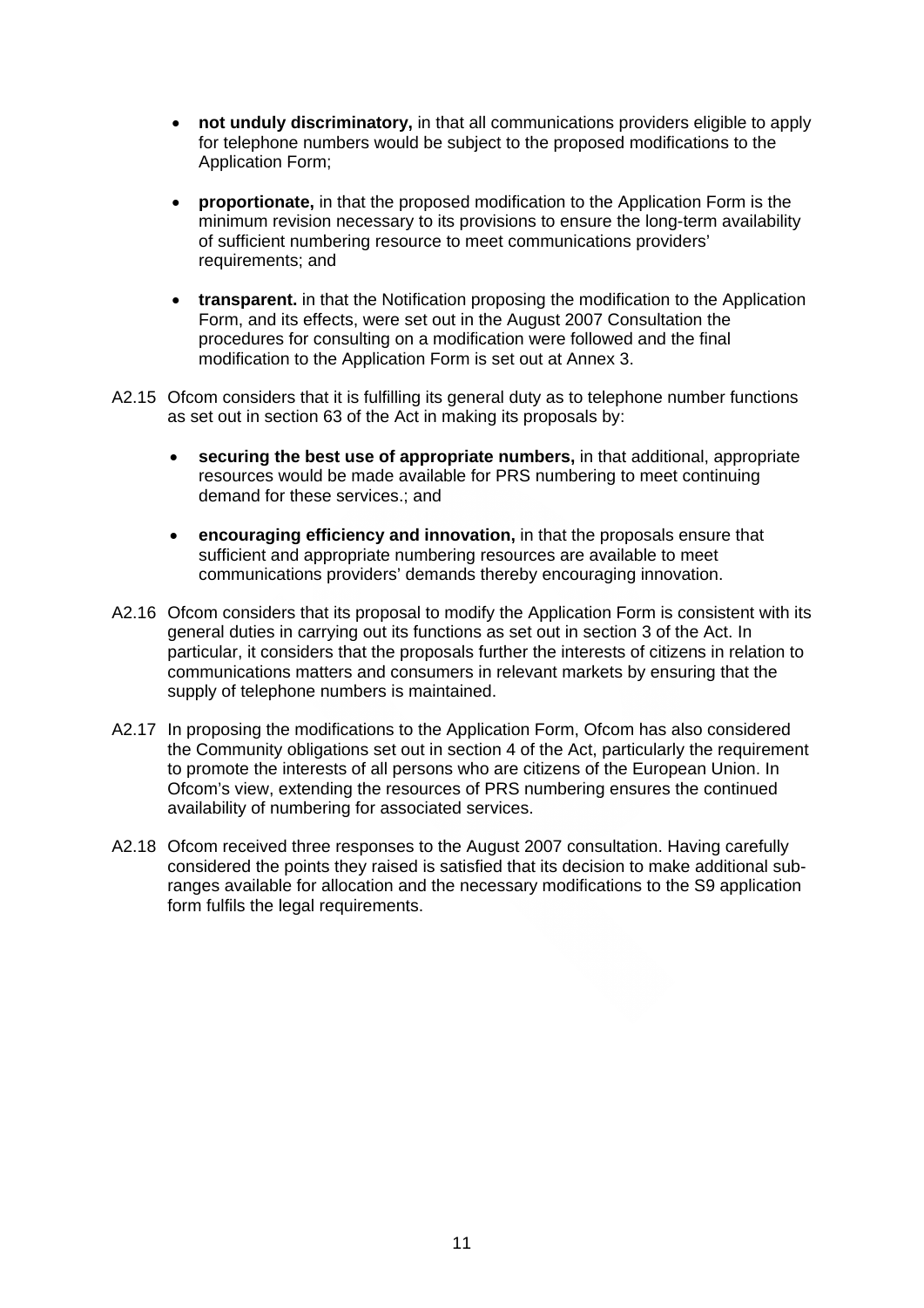- **not unduly discriminatory,** in that all communications providers eligible to apply for telephone numbers would be subject to the proposed modifications to the Application Form;

- **proportionate,** in that the proposed modification to the Application Form is the minimum revision necessary to its provisions to ensure the long-term availability of sufficient numbering resource to meet communications providers' requirements; and

- **transparent.** in that the Notification proposing the modification to the Application Form, and its effects, were set out in the August 2007 Consultation the procedures for consulting on a modification were followed and the final modification to the Application Form is set out at Annex 3.

A2.15 Ofcom considers that it is fulfilling its general duty as to telephone number functions as set out in section 63 of the Act in making its proposals by:

- **securing the best use of appropriate numbers,** in that additional, appropriate resources would be made available for PRS numbering to meet continuing demand for these services.; and

- **encouraging efficiency and innovation,** in that the proposals ensure that sufficient and appropriate numbering resources are available to meet communications providers' demands thereby encouraging innovation.

A2.16 Ofcom considers that its proposal to modify the Application Form is consistent with its general duties in carrying out its functions as set out in section 3 of the Act. In particular, it considers that the proposals further the interests of citizens in relation to communications matters and consumers in relevant markets by ensuring that the supply of telephone numbers is maintained.

A2.17 In proposing the modifications to the Application Form, Ofcom has also considered the Community obligations set out in section 4 of the Act, particularly the requirement to promote the interests of all persons who are citizens of the European Union. In Ofcom's view, extending the resources of PRS numbering ensures the continued availability of numbering for associated services.

A2.18 Ofcom received three responses to the August 2007 consultation. Having carefully considered the points they raised is satisfied that its decision to make additional sub-ranges available for allocation and the necessary modifications to the S9 application form fulfils the legal requirements.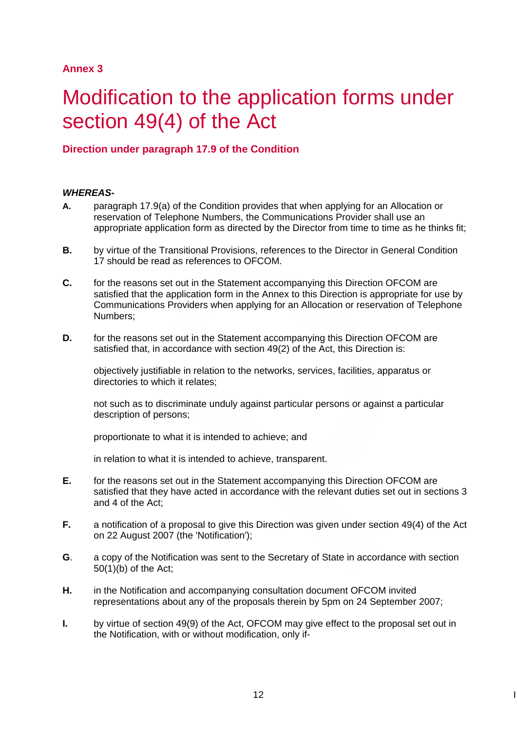**Annex 3**

# Modification to the application forms under section 49(4) of the Act

## Direction under paragraph 17.9 of the Condition

***WHEREAS-***

**A.** paragraph 17.9(a) of the Condition provides that when applying for an Allocation or reservation of Telephone Numbers, the Communications Provider shall use an appropriate application form as directed by the Director from time to time as he thinks fit;

**B.** by virtue of the Transitional Provisions, references to the Director in General Condition 17 should be read as references to OFCOM.

**C.** for the reasons set out in the Statement accompanying this Direction OFCOM are satisfied that the application form in the Annex to this Direction is appropriate for use by Communications Providers when applying for an Allocation or reservation of Telephone Numbers;

**D.** for the reasons set out in the Statement accompanying this Direction OFCOM are satisfied that, in accordance with section 49(2) of the Act, this Direction is:

objectively justifiable in relation to the networks, services, facilities, apparatus or directories to which it relates;

not such as to discriminate unduly against particular persons or against a particular description of persons;

proportionate to what it is intended to achieve; and

in relation to what it is intended to achieve, transparent.

**E.** for the reasons set out in the Statement accompanying this Direction OFCOM are satisfied that they have acted in accordance with the relevant duties set out in sections 3 and 4 of the Act;

**F.** a notification of a proposal to give this Direction was given under section 49(4) of the Act on 22 August 2007 (the 'Notification');

**G.** a copy of the Notification was sent to the Secretary of State in accordance with section 50(1)(b) of the Act;

**H.** in the Notification and accompanying consultation document OFCOM invited representations about any of the proposals therein by 5pm on 24 September 2007;

**I.** by virtue of section 49(9) of the Act, OFCOM may give effect to the proposal set out in the Notification, with or without modification, only if-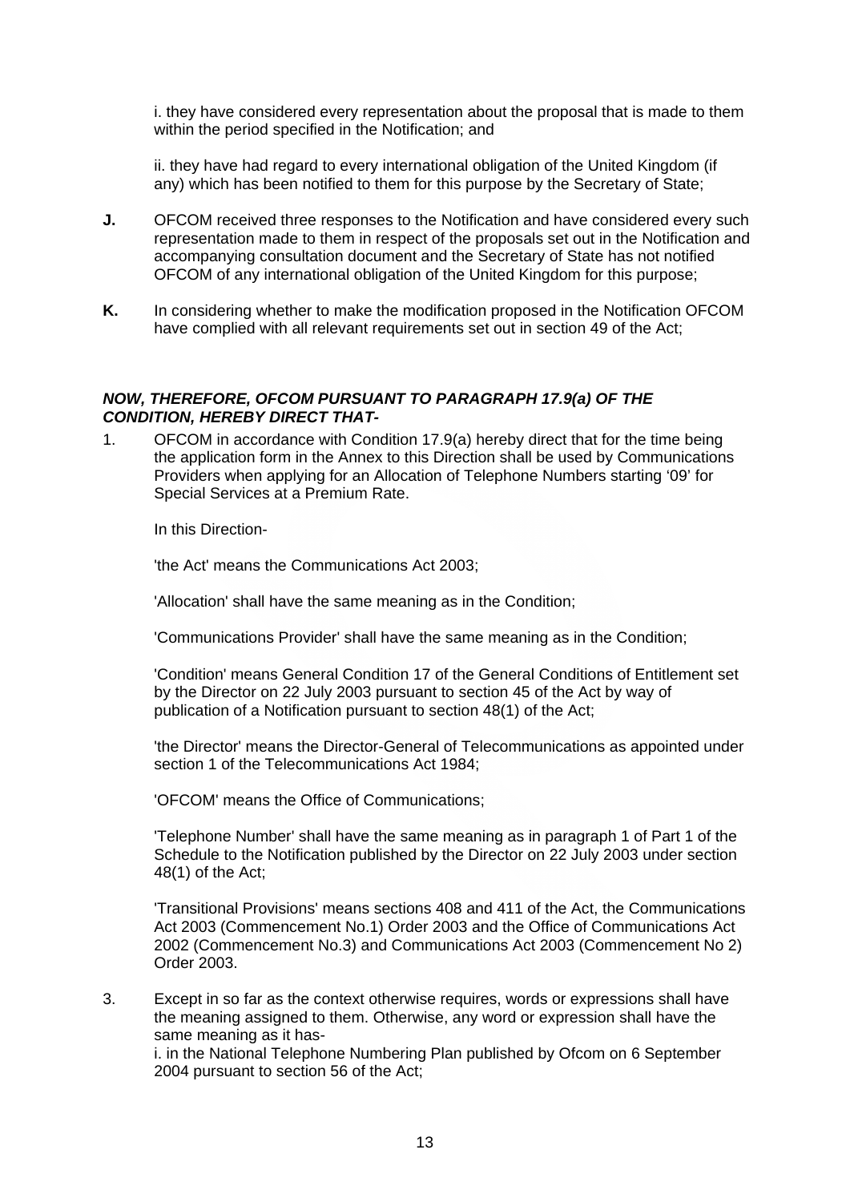i. they have considered every representation about the proposal that is made to them within the period specified in the Notification; and

ii. they have had regard to every international obligation of the United Kingdom (if any) which has been notified to them for this purpose by the Secretary of State;

**J.** OFCOM received three responses to the Notification and have considered every such representation made to them in respect of the proposals set out in the Notification and accompanying consultation document and the Secretary of State has not notified OFCOM of any international obligation of the United Kingdom for this purpose;

**K.** In considering whether to make the modification proposed in the Notification OFCOM have complied with all relevant requirements set out in section 49 of the Act;

***NOW, THEREFORE, OFCOM PURSUANT TO PARAGRAPH 17.9(a) OF THE CONDITION, HEREBY DIRECT THAT-***

1. OFCOM in accordance with Condition 17.9(a) hereby direct that for the time being the application form in the Annex to this Direction shall be used by Communications Providers when applying for an Allocation of Telephone Numbers starting '09' for Special Services at a Premium Rate.

   In this Direction-

   'the Act' means the Communications Act 2003;

   'Allocation' shall have the same meaning as in the Condition;

   'Communications Provider' shall have the same meaning as in the Condition;

   'Condition' means General Condition 17 of the General Conditions of Entitlement set by the Director on 22 July 2003 pursuant to section 45 of the Act by way of publication of a Notification pursuant to section 48(1) of the Act;

   'the Director' means the Director-General of Telecommunications as appointed under section 1 of the Telecommunications Act 1984;

   'OFCOM' means the Office of Communications;

   'Telephone Number' shall have the same meaning as in paragraph 1 of Part 1 of the Schedule to the Notification published by the Director on 22 July 2003 under section 48(1) of the Act;

   'Transitional Provisions' means sections 408 and 411 of the Act, the Communications Act 2003 (Commencement No.1) Order 2003 and the Office of Communications Act 2002 (Commencement No.3) and Communications Act 2003 (Commencement No 2) Order 2003.

3. Except in so far as the context otherwise requires, words or expressions shall have the meaning assigned to them. Otherwise, any word or expression shall have the same meaning as it has-
   i. in the National Telephone Numbering Plan published by Ofcom on 6 September 2004 pursuant to section 56 of the Act;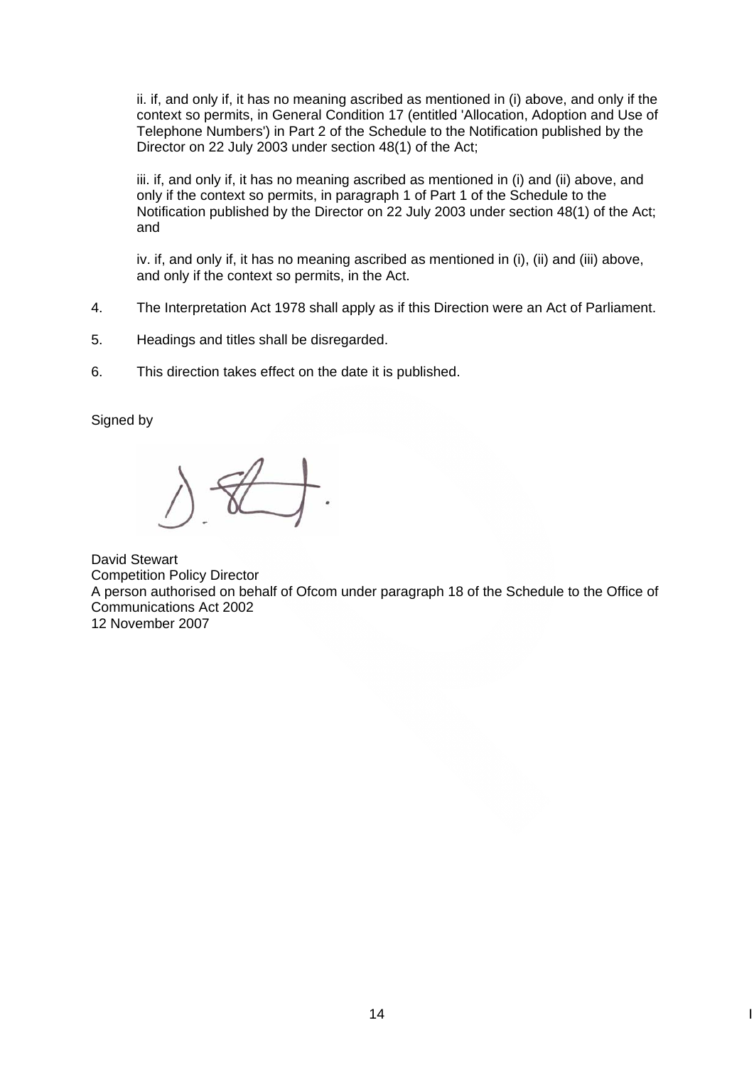ii. if, and only if, it has no meaning ascribed as mentioned in (i) above, and only if the context so permits, in General Condition 17 (entitled 'Allocation, Adoption and Use of Telephone Numbers') in Part 2 of the Schedule to the Notification published by the Director on 22 July 2003 under section 48(1) of the Act;

iii. if, and only if, it has no meaning ascribed as mentioned in (i) and (ii) above, and only if the context so permits, in paragraph 1 of Part 1 of the Schedule to the Notification published by the Director on 22 July 2003 under section 48(1) of the Act; and

iv. if, and only if, it has no meaning ascribed as mentioned in (i), (ii) and (iii) above, and only if the context so permits, in the Act.

4. The Interpretation Act 1978 shall apply as if this Direction were an Act of Parliament.

5. Headings and titles shall be disregarded.

6. This direction takes effect on the date it is published.

Signed by

David Stewart
Competition Policy Director
A person authorised on behalf of Ofcom under paragraph 18 of the Schedule to the Office of Communications Act 2002
12 November 2007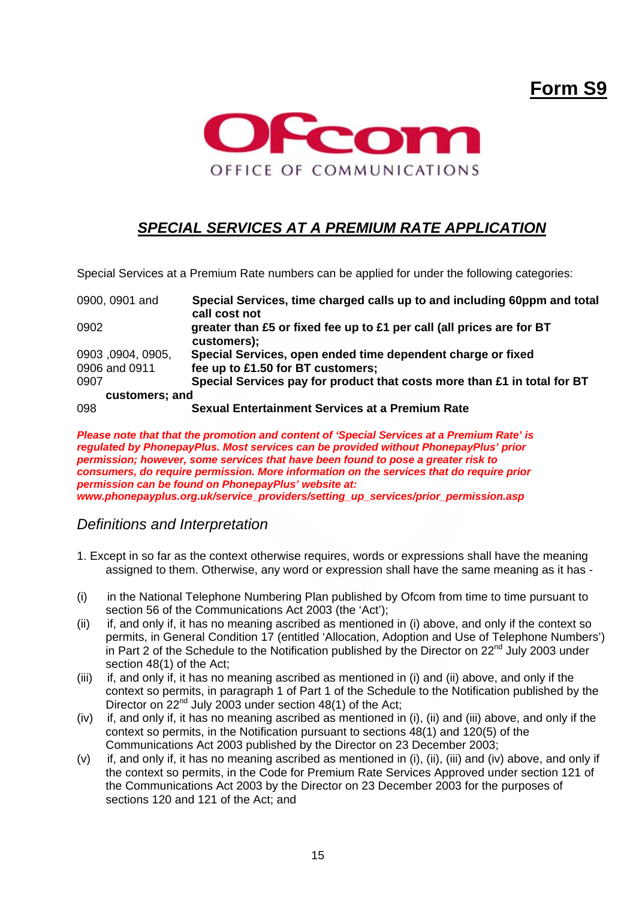**Form S9**

OFFICE OF COMMUNICATIONS

## *SPECIAL SERVICES AT A PREMIUM RATE APPLICATION*

Special Services at a Premium Rate numbers can be applied for under the following categories:

| | |
|---|---|
| 0900, 0901 and 0902 | **Special Services, time charged calls up to and including 60ppm and total call cost not greater than £5 or fixed fee up to £1 per call (all prices are for BT customers);** |
| 0903 ,0904, 0905, 0906 and 0911 | **Special Services, open ended time dependent charge or fixed fee up to £1.50 for BT customers;** |
| 0907 | **Special Services pay for product that costs more than £1 in total for BT customers; and** |
| 098 | **Sexual Entertainment Services at a Premium Rate** |

***Please note that that the promotion and content of 'Special Services at a Premium Rate' is regulated by PhonepayPlus. Most services can be provided without PhonepayPlus' prior permission; however, some services that have been found to pose a greater risk to consumers, do require permission. More information on the services that do require prior permission can be found on PhonepayPlus' website at: www.phonepayplus.org.uk/service_providers/setting_up_services/prior_permission.asp***

### *Definitions and Interpretation*

1. Except in so far as the context otherwise requires, words or expressions shall have the meaning assigned to them. Otherwise, any word or expression shall have the same meaning as it has -

(i) in the National Telephone Numbering Plan published by Ofcom from time to time pursuant to section 56 of the Communications Act 2003 (the 'Act');

(ii) if, and only if, it has no meaning ascribed as mentioned in (i) above, and only if the context so permits, in General Condition 17 (entitled 'Allocation, Adoption and Use of Telephone Numbers') in Part 2 of the Schedule to the Notification published by the Director on 22nd July 2003 under section 48(1) of the Act;

(iii) if, and only if, it has no meaning ascribed as mentioned in (i) and (ii) above, and only if the context so permits, in paragraph 1 of Part 1 of the Schedule to the Notification published by the Director on 22nd July 2003 under section 48(1) of the Act;

(iv) if, and only if, it has no meaning ascribed as mentioned in (i), (ii) and (iii) above, and only if the context so permits, in the Notification pursuant to sections 48(1) and 120(5) of the Communications Act 2003 published by the Director on 23 December 2003;

(v) if, and only if, it has no meaning ascribed as mentioned in (i), (ii), (iii) and (iv) above, and only if the context so permits, in the Code for Premium Rate Services Approved under section 121 of the Communications Act 2003 by the Director on 23 December 2003 for the purposes of sections 120 and 121 of the Act; and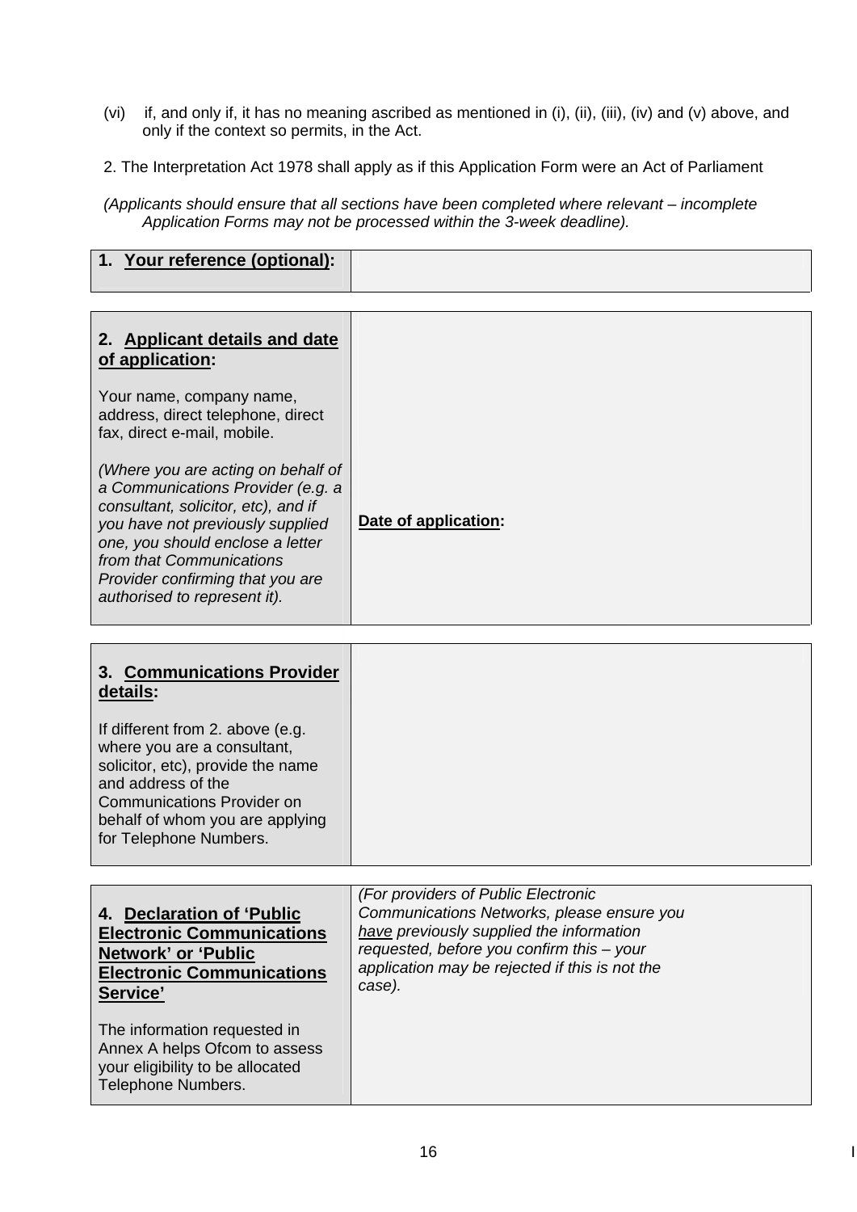(vi) if, and only if, it has no meaning ascribed as mentioned in (i), (ii), (iii), (iv) and (v) above, and only if the context so permits, in the Act.

2. The Interpretation Act 1978 shall apply as if this Application Form were an Act of Parliament

*(Applicants should ensure that all sections have been completed where relevant – incomplete Application Forms may not be processed within the 3-week deadline).*

| **1. Your reference (optional):** | |
|---|---|

| **2. Applicant details and date of application:**<br><br>Your name, company name, address, direct telephone, direct fax, direct e-mail, mobile.<br><br>*(Where you are acting on behalf of a Communications Provider (e.g. a consultant, solicitor, etc), and if you have not previously supplied one, you should enclose a letter from that Communications Provider confirming that you are authorised to represent it).* | **Date of application:** |
|---|---|

| **3. Communications Provider details:**<br><br>If different from 2. above (e.g. where you are a consultant, solicitor, etc), provide the name and address of the Communications Provider on behalf of whom you are applying for Telephone Numbers. | |
|---|---|

| **4. Declaration of 'Public Electronic Communications Network' or 'Public Electronic Communications Service'**<br><br>The information requested in Annex A helps Ofcom to assess your eligibility to be allocated Telephone Numbers. | *(For providers of Public Electronic Communications Networks, please ensure you have previously supplied the information requested, before you confirm this – your application may be rejected if this is not the case).* |
|---|---|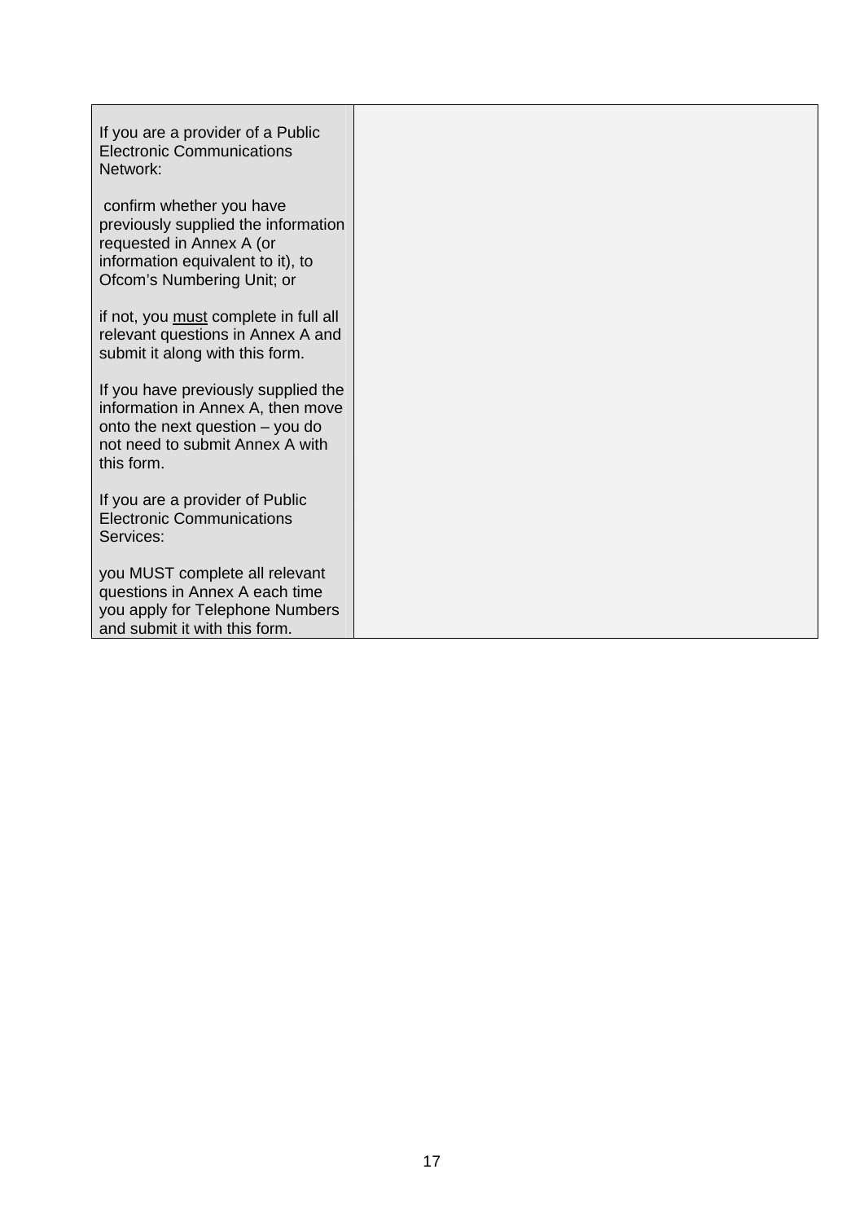| If you are a provider of a Public Electronic Communications Network:<br><br>confirm whether you have previously supplied the information requested in Annex A (or information equivalent to it), to Ofcom's Numbering Unit; or<br><br>if not, you <u>must</u> complete in full all relevant questions in Annex A and submit it along with this form.<br><br>If you have previously supplied the information in Annex A, then move onto the next question – you do not need to submit Annex A with this form.<br><br>If you are a provider of Public Electronic Communications Services:<br><br>you MUST complete all relevant questions in Annex A each time you apply for Telephone Numbers and submit it with this form. | |
|---|---|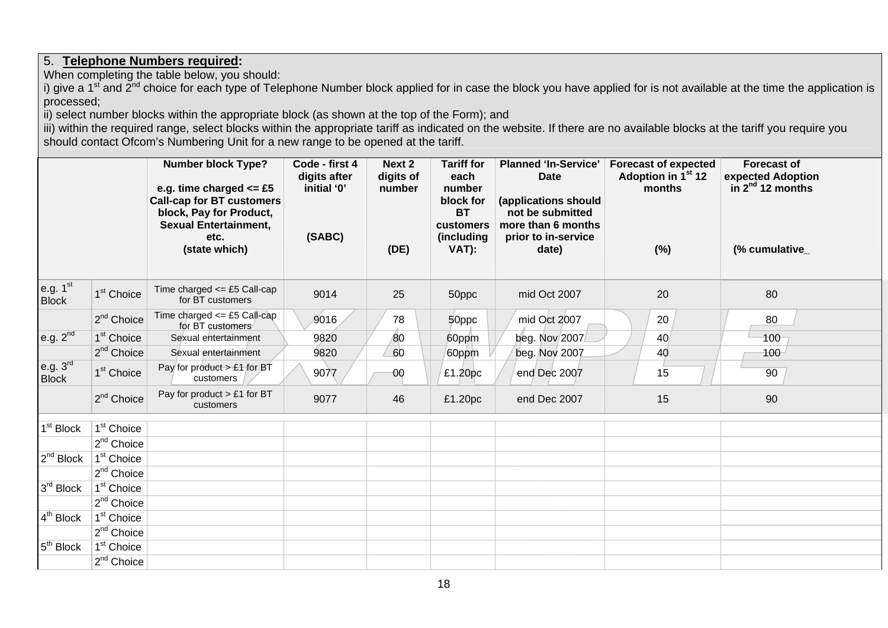5. **Telephone Numbers required:**

When completing the table below, you should:

i) give a 1st and 2nd choice for each type of Telephone Number block applied for in case the block you have applied for is not available at the time the application is processed;

ii) select number blocks within the appropriate block (as shown at the top of the Form); and

iii) within the required range, select blocks within the appropriate tariff as indicated on the website. If there are no available blocks at the tariff you require you should contact Ofcom's Numbering Unit for a new range to be opened at the tariff.

| | | **Number block Type?** <br><br> **e.g. time charged <= £5 Call-cap for BT customers block, Pay for Product, Sexual Entertainment, etc. (state which)** | **Code - first 4 digits after initial '0'** <br><br> **(SABC)** | **Next 2 digits of number** <br><br> **(DE)** | **Tariff for each number block for BT customers (including VAT):** | **Planned 'In-Service' Date** <br><br> **(applications should not be submitted more than 6 months prior to in-service date)** | **Forecast of expected Adoption in 1st 12 months** <br><br> **(%)** | **Forecast of expected Adoption in 2nd 12 months** <br><br> **(% cumulative_** |
|---|---|---|---|---|---|---|---|---|
| e.g. 1st Block | 1st Choice | Time charged <= £5 Call-cap for BT customers | 9014 | 25 | 50ppc | mid Oct 2007 | 20 | 80 |
| | 2nd Choice | Time charged <= £5 Call-cap for BT customers | 9016 | 78 | 50ppc | mid Oct 2007 | 20 | 80 |
| e.g. 2nd | 1st Choice | Sexual entertainment | 9820 | 80 | 60ppm | beg. Nov 2007 | 40 | 100 |
| | 2nd Choice | Sexual entertainment | 9820 | 60 | 60ppm | beg. Nov 2007 | 40 | 100 |
| e.g. 3rd Block | 1st Choice | Pay for product > £1 for BT customers | 9077 | 00 | £1.20pc | end Dec 2007 | 15 | 90 |
| | 2nd Choice | Pay for product > £1 for BT customers | 9077 | 46 | £1.20pc | end Dec 2007 | 15 | 90 |
| 1st Block | 1st Choice | | | | | | | |
| | 2nd Choice | | | | | | | |
| 2nd Block | 1st Choice | | | | | | | |
| | 2nd Choice | | | | | | | |
| 3rd Block | 1st Choice | | | | | | | |
| | 2nd Choice | | | | | | | |
| 4th Block | 1st Choice | | | | | | | |
| | 2nd Choice | | | | | | | |
| 5th Block | 1st Choice | | | | | | | |
| | 2nd Choice | | | | | | | |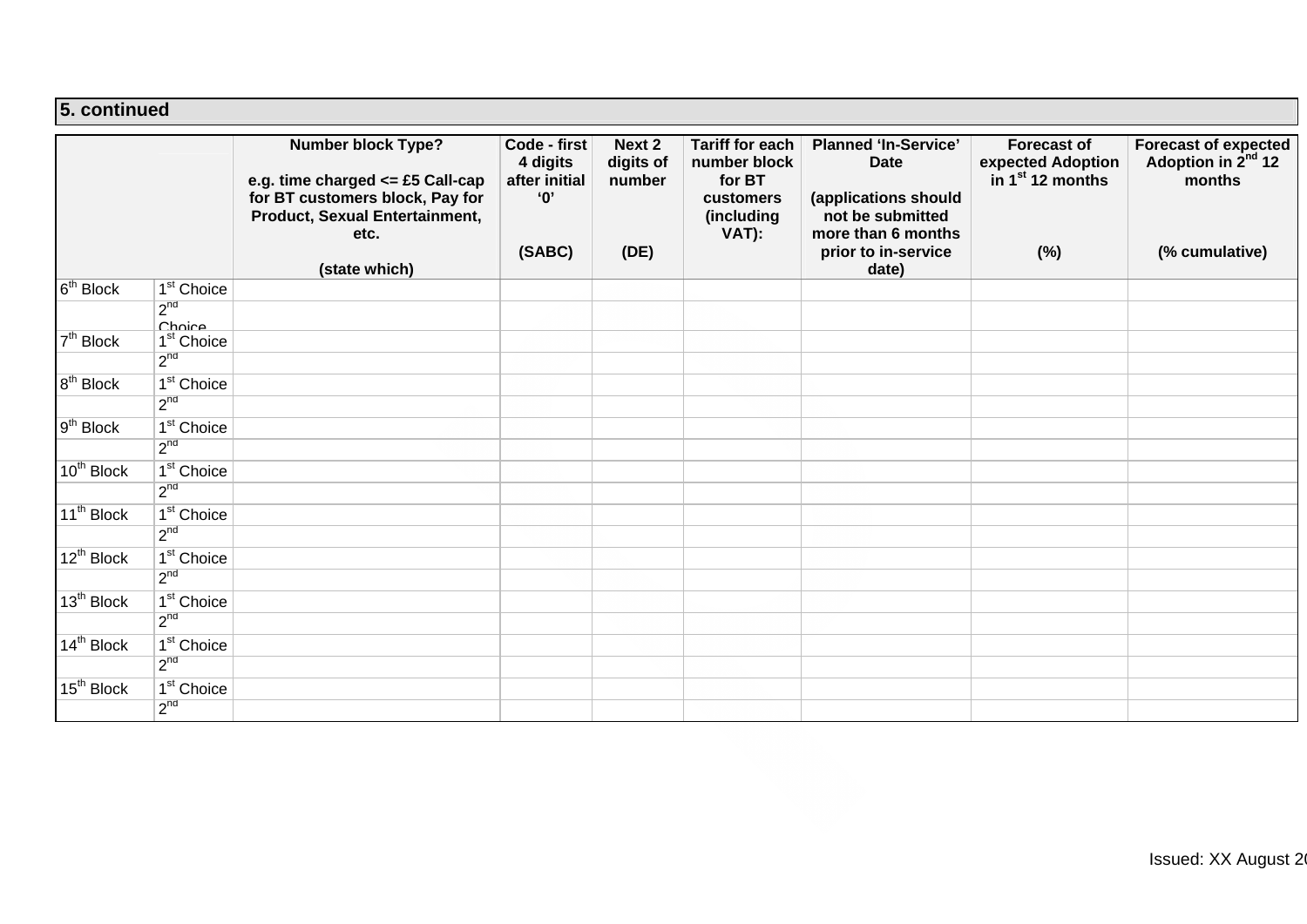## 5. continued

| | | Number block Type?<br><br>e.g. time charged <= £5 Call-cap for BT customers block, Pay for Product, Sexual Entertainment, etc.<br><br>(state which) | Code - first 4 digits after initial '0'<br><br>(SABC) | Next 2 digits of number<br><br>(DE) | Tariff for each number block for BT customers (including VAT): | Planned 'In-Service' Date<br><br>(applications should not be submitted more than 6 months prior to in-service date) | Forecast of expected Adoption in 1st 12 months<br><br>(%) | Forecast of expected Adoption in 2nd 12 months<br><br>(% cumulative) |
|---|---|---|---|---|---|---|---|---|
| 6th Block | 1st Choice | | | | | | | |
| | 2nd Choice | | | | | | | |
| 7th Block | 1st Choice | | | | | | | |
| | 2nd | | | | | | | |
| 8th Block | 1st Choice | | | | | | | |
| | 2nd | | | | | | | |
| 9th Block | 1st Choice | | | | | | | |
| | 2nd | | | | | | | |
| 10th Block | 1st Choice | | | | | | | |
| | 2nd | | | | | | | |
| 11th Block | 1st Choice | | | | | | | |
| | 2nd | | | | | | | |
| 12th Block | 1st Choice | | | | | | | |
| | 2nd | | | | | | | |
| 13th Block | 1st Choice | | | | | | | |
| | 2nd | | | | | | | |
| 14th Block | 1st Choice | | | | | | | |
| | 2nd | | | | | | | |
| 15th Block | 1st Choice | | | | | | | |
| | 2nd | | | | | | | |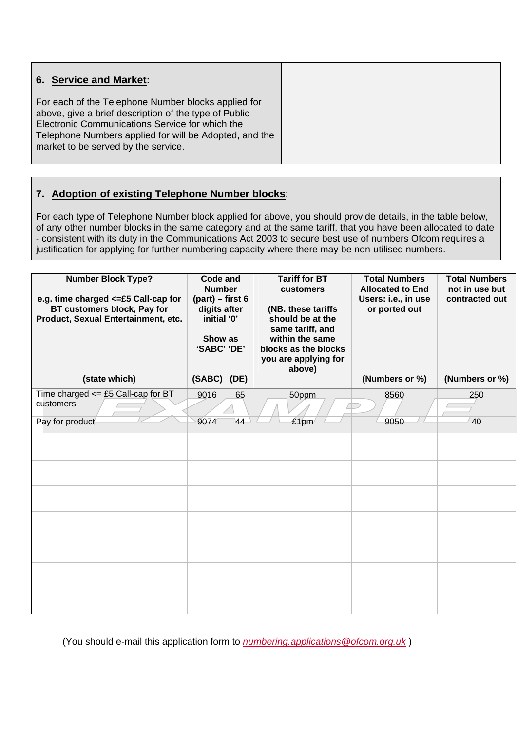## 6. Service and Market:

For each of the Telephone Number blocks applied for above, give a brief description of the type of Public Electronic Communications Service for which the Telephone Numbers applied for will be Adopted, and the market to be served by the service.

## 7. Adoption of existing Telephone Number blocks:

For each type of Telephone Number block applied for above, you should provide details, in the table below, of any other number blocks in the same category and at the same tariff, that you have been allocated to date - consistent with its duty in the Communications Act 2003 to secure best use of numbers Ofcom requires a justification for applying for further numbering capacity where there may be non-utilised numbers.

| **Number Block Type?**<br><br>**e.g. time charged <=£5 Call-cap for BT customers block, Pay for Product, Sexual Entertainment, etc.**<br><br>**(state which)** | **Code and Number (part) – first 6 digits after initial '0'**<br><br>**Show as 'SABC' 'DE'**<br><br>**(SABC)** | **(DE)** | **Tariff for BT customers**<br><br>**(NB. these tariffs should be at the same tariff, and within the same blocks as the blocks you are applying for above)** | **Total Numbers Allocated to End Users: i.e., in use or ported out**<br><br>**(Numbers or %)** | **Total Numbers not in use but contracted out**<br><br>**(Numbers or %)** |
|---|---|---|---|---|---|
| Time charged <= £5 Call-cap for BT customers | 9016 | 65 | 50ppm | 8560 | 250 |
| Pay for product | 9074 | 44 | £1pm | 9050 | 40 |
| | | | | | |
| | | | | | |
| | | | | | |
| | | | | | |
| | | | | | |
| | | | | | |
| | | | | | |

EXAMPLE

(You should e-mail this application form to *numbering.applications@ofcom.org.uk* )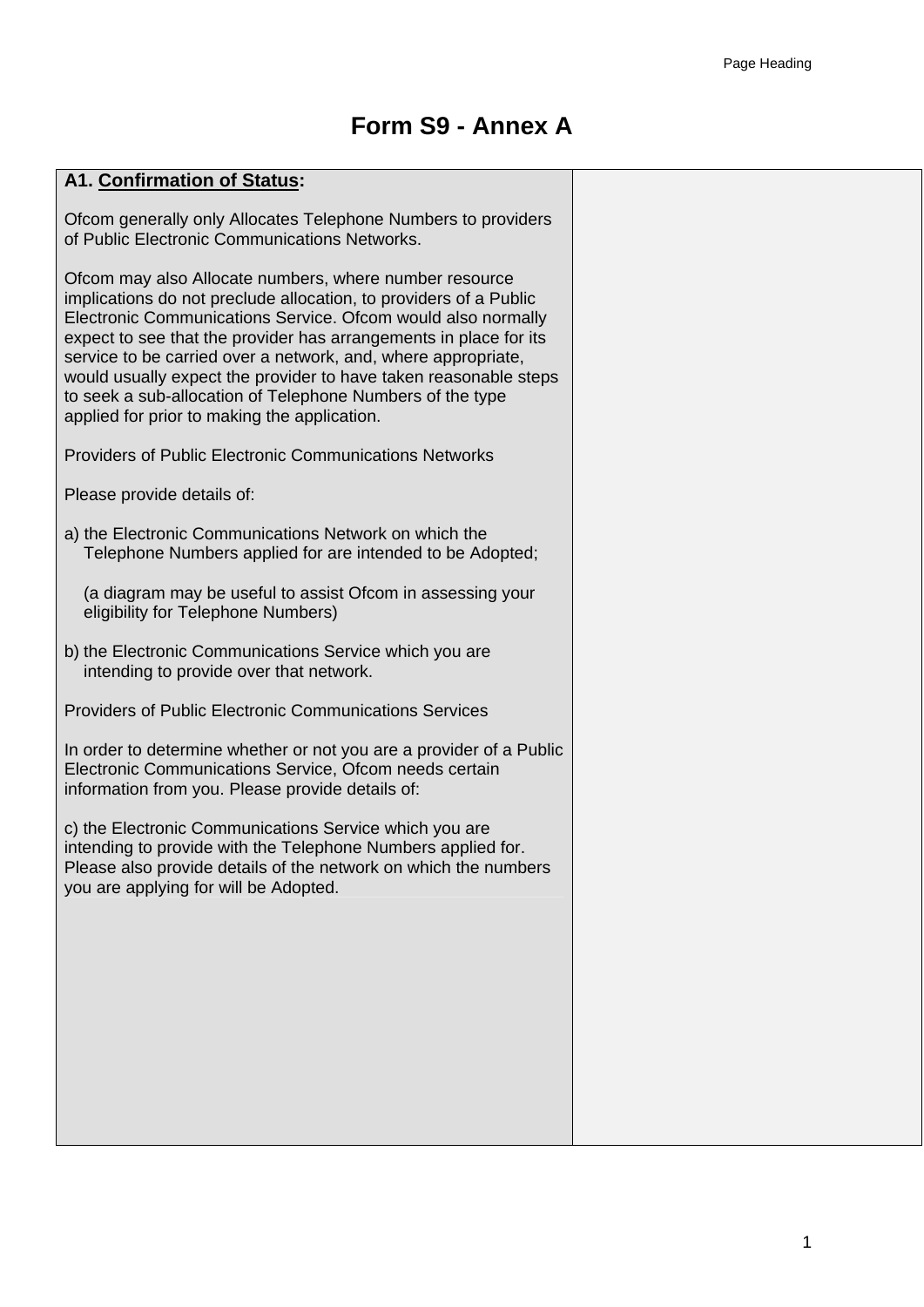# Form S9 - Annex A

| **A1. Confirmation of Status:**<br><br>Ofcom generally only Allocates Telephone Numbers to providers of Public Electronic Communications Networks.<br><br>Ofcom may also Allocate numbers, where number resource implications do not preclude allocation, to providers of a Public Electronic Communications Service. Ofcom would also normally expect to see that the provider has arrangements in place for its service to be carried over a network, and, where appropriate, would usually expect the provider to have taken reasonable steps to seek a sub-allocation of Telephone Numbers of the type applied for prior to making the application.<br><br>Providers of Public Electronic Communications Networks<br><br>Please provide details of:<br><br>a) the Electronic Communications Network on which the Telephone Numbers applied for are intended to be Adopted;<br><br>(a diagram may be useful to assist Ofcom in assessing your eligibility for Telephone Numbers)<br><br>b) the Electronic Communications Service which you are intending to provide over that network.<br><br>Providers of Public Electronic Communications Services<br><br>In order to determine whether or not you are a provider of a Public Electronic Communications Service, Ofcom needs certain information from you. Please provide details of:<br><br>c) the Electronic Communications Service which you are intending to provide with the Telephone Numbers applied for. Please also provide details of the network on which the numbers you are applying for will be Adopted. | |
|---|---|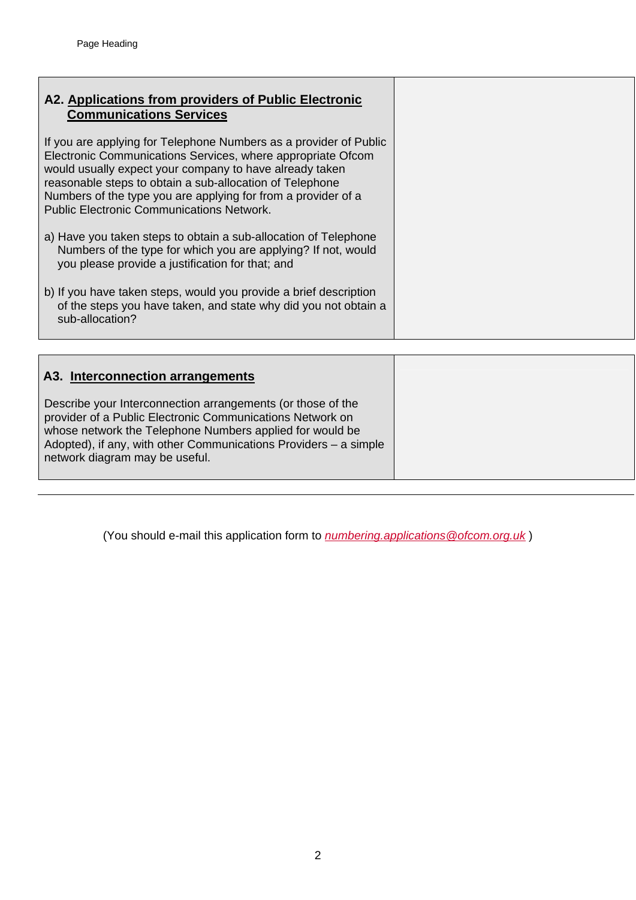| | |
|---|---|
| **A2. Applications from providers of Public Electronic Communications Services**<br><br>If you are applying for Telephone Numbers as a provider of Public Electronic Communications Services, where appropriate Ofcom would usually expect your company to have already taken reasonable steps to obtain a sub-allocation of Telephone Numbers of the type you are applying for from a provider of a Public Electronic Communications Network.<br><br>a) Have you taken steps to obtain a sub-allocation of Telephone Numbers of the type for which you are applying? If not, would you please provide a justification for that; and<br><br>b) If you have taken steps, would you provide a brief description of the steps you have taken, and state why did you not obtain a sub-allocation? | |

| | |
|---|---|
| **A3. Interconnection arrangements**<br><br>Describe your Interconnection arrangements (or those of the provider of a Public Electronic Communications Network on whose network the Telephone Numbers applied for would be Adopted), if any, with other Communications Providers – a simple network diagram may be useful. | |

---

(You should e-mail this application form to *numbering.applications@ofcom.org.uk* )